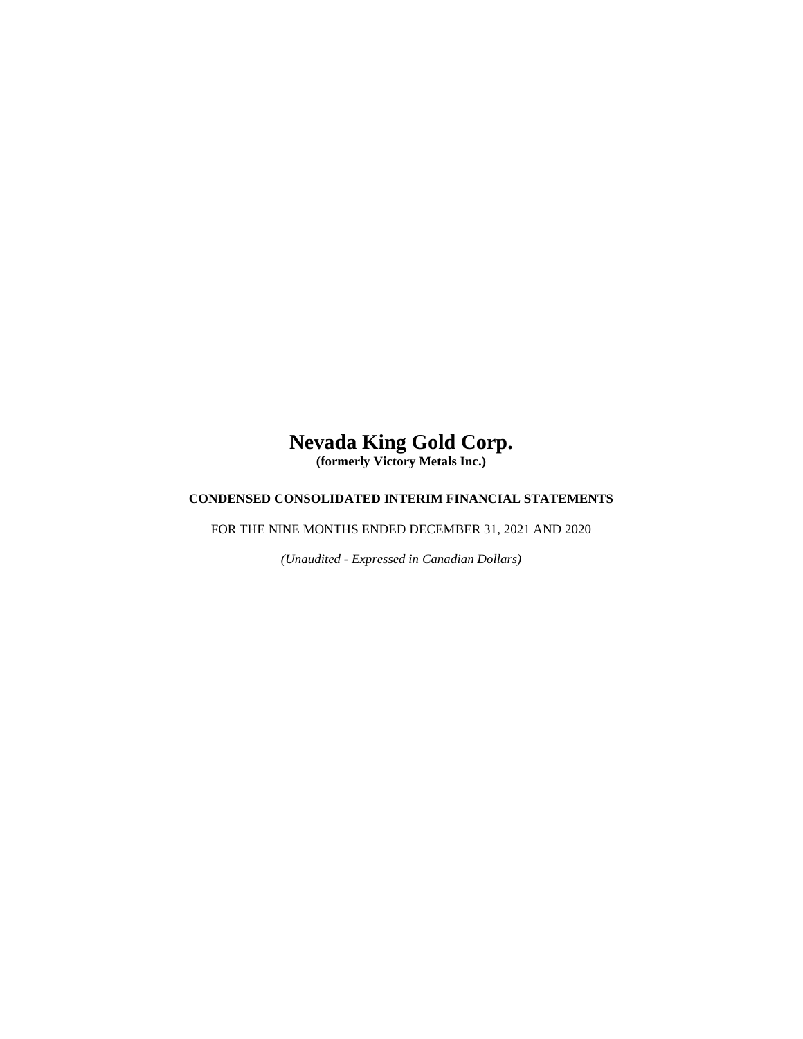# Nevada King Gold Corp.

**(formerly Victory Metals Inc.)**

**CONDENSED CONSOLIDATED INTERIM FINANCIAL STATEMENTS**

FOR THE NINE MONTHS ENDED DECEMBER 31, 2021 AND 2020

*(Unaudited - Expressed in Canadian Dollars)*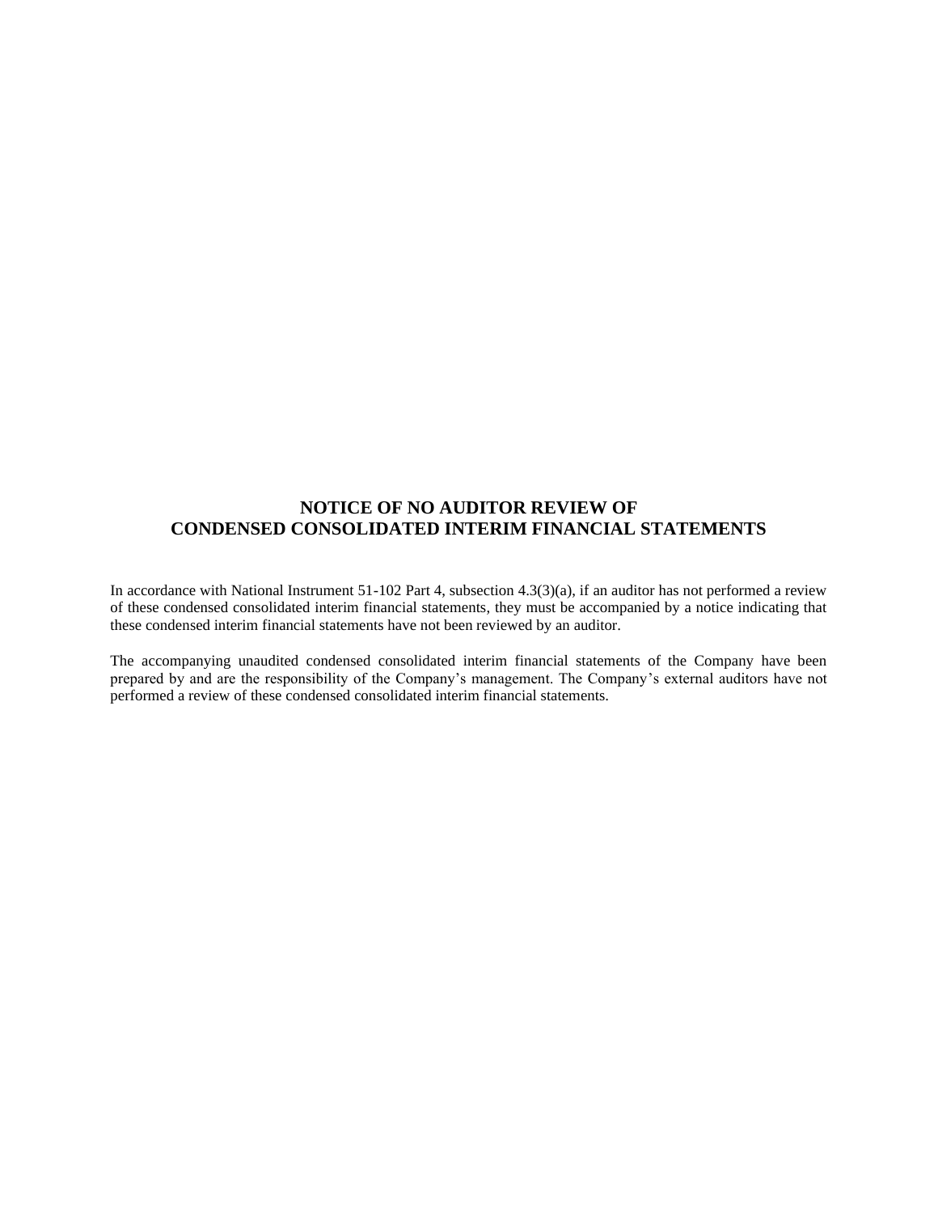# NOTICE OF NO AUDITOR REVIEW OF CONDENSED CONSOLIDATED INTERIM FINANCIAL STATEMENTS

In accordance with National Instrument 51-102 Part 4, subsection 4.3(3)(a), if an auditor has not performed a review of these condensed consolidated interim financial statements, they must be accompanied by a notice indicating that these condensed interim financial statements have not been reviewed by an auditor.

The accompanying unaudited condensed consolidated interim financial statements of the Company have been prepared by and are the responsibility of the Company's management. The Company's external auditors have not performed a review of these condensed consolidated interim financial statements.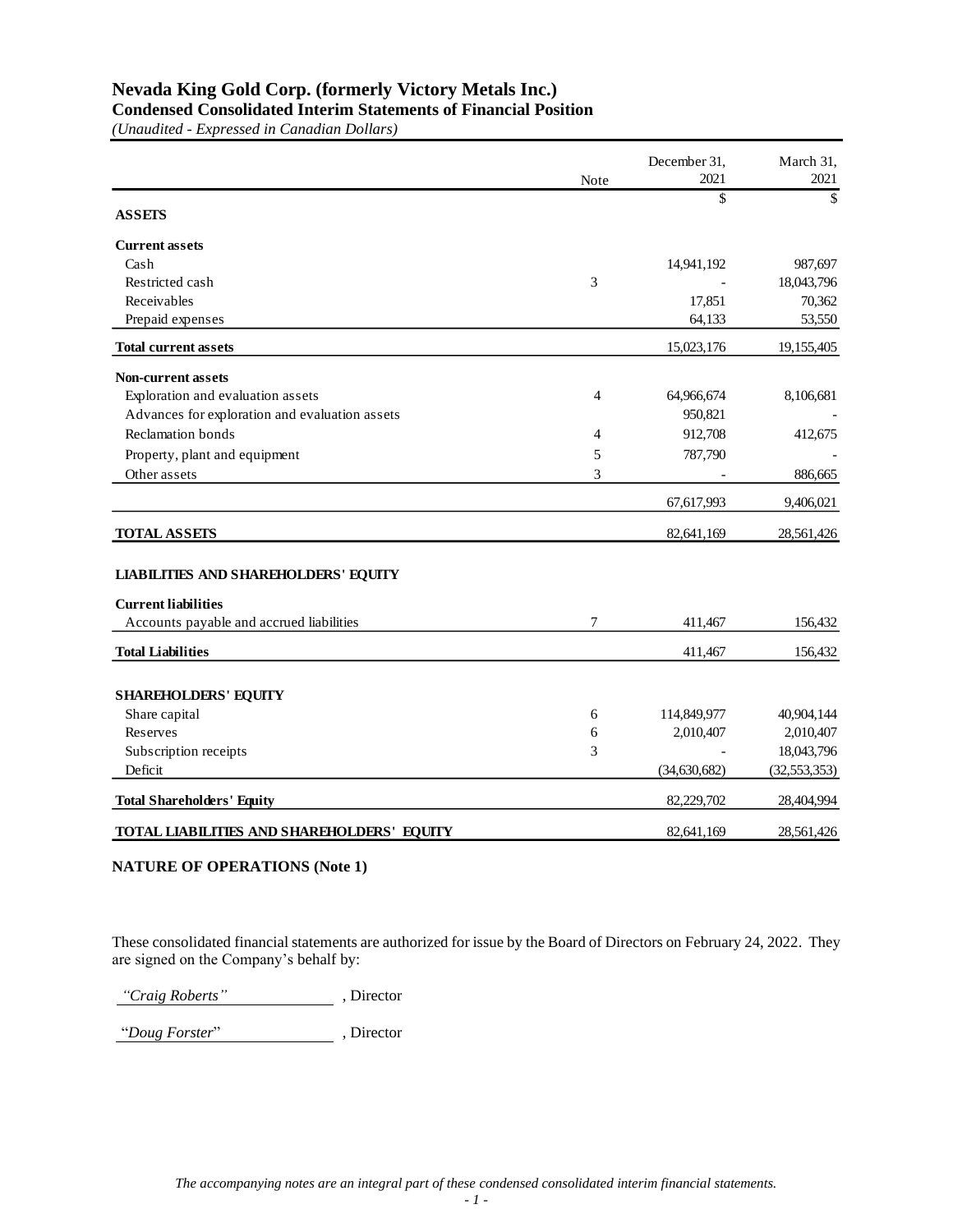# Nevada King Gold Corp. (formerly Victory Metals Inc.)

## Condensed Consolidated Interim Statements of Financial Position

*(Unaudited - Expressed in Canadian Dollars)*

| | Note | December 31, 2021 | March 31, 2021 |
|---|---|---|---|
| | | $ | $ |
| **ASSETS** | | | |
| **Current assets** | | | |
| Cash | | 14,941,192 | 987,697 |
| Restricted cash | 3 | - | 18,043,796 |
| Receivables | | 17,851 | 70,362 |
| Prepaid expenses | | 64,133 | 53,550 |
| **Total current assets** | | 15,023,176 | 19,155,405 |
| **Non-current assets** | | | |
| Exploration and evaluation assets | 4 | 64,966,674 | 8,106,681 |
| Advances for exploration and evaluation assets | | 950,821 | - |
| Reclamation bonds | 4 | 912,708 | 412,675 |
| Property, plant and equipment | 5 | 787,790 | - |
| Other assets | 3 | - | 886,665 |
| | | 67,617,993 | 9,406,021 |
| **TOTAL ASSETS** | | 82,641,169 | 28,561,426 |
| **LIABILITIES AND SHAREHOLDERS' EQUITY** | | | |
| **Current liabilities** | | | |
| Accounts payable and accrued liabilities | 7 | 411,467 | 156,432 |
| **Total Liabilities** | | 411,467 | 156,432 |
| **SHAREHOLDERS' EQUITY** | | | |
| Share capital | 6 | 114,849,977 | 40,904,144 |
| Reserves | 6 | 2,010,407 | 2,010,407 |
| Subscription receipts | 3 | - | 18,043,796 |
| Deficit | | (34,630,682) | (32,553,353) |
| **Total Shareholders' Equity** | | 82,229,702 | 28,404,994 |
| **TOTAL LIABILITIES AND SHAREHOLDERS' EQUITY** | | 82,641,169 | 28,561,426 |

**NATURE OF OPERATIONS (Note 1)**

These consolidated financial statements are authorized for issue by the Board of Directors on February 24, 2022. They are signed on the Company's behalf by:

*"Craig Roberts"*, Director

"*Doug Forster*", Director

*The accompanying notes are an integral part of these condensed consolidated interim financial statements.*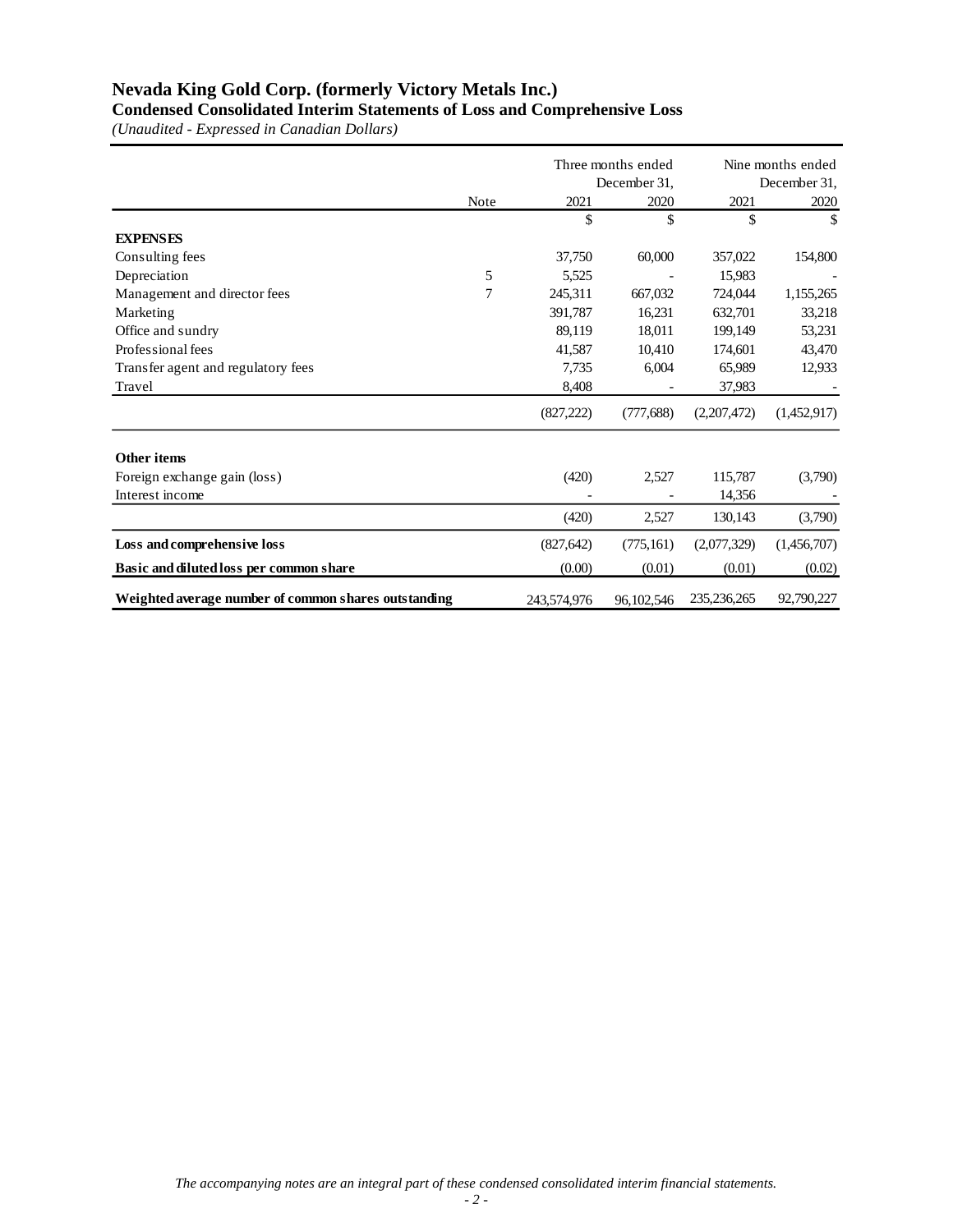# Nevada King Gold Corp. (formerly Victory Metals Inc.)

## Condensed Consolidated Interim Statements of Loss and Comprehensive Loss

*(Unaudited - Expressed in Canadian Dollars)*

| | Note | Three months ended December 31, 2021 | Three months ended December 31, 2020 | Nine months ended December 31, 2021 | Nine months ended December 31, 2020 |
|---|---|---|---|---|---|
| | | $ | $ | $ | $ |
| **EXPENSES** | | | | | |
| Consulting fees | | 37,750 | 60,000 | 357,022 | 154,800 |
| Depreciation | 5 | 5,525 | - | 15,983 | - |
| Management and director fees | 7 | 245,311 | 667,032 | 724,044 | 1,155,265 |
| Marketing | | 391,787 | 16,231 | 632,701 | 33,218 |
| Office and sundry | | 89,119 | 18,011 | 199,149 | 53,231 |
| Professional fees | | 41,587 | 10,410 | 174,601 | 43,470 |
| Transfer agent and regulatory fees | | 7,735 | 6,004 | 65,989 | 12,933 |
| Travel | | 8,408 | - | 37,983 | - |
| | | (827,222) | (777,688) | (2,207,472) | (1,452,917) |
| **Other items** | | | | | |
| Foreign exchange gain (loss) | | (420) | 2,527 | 115,787 | (3,790) |
| Interest income | | - | - | 14,356 | - |
| | | (420) | 2,527 | 130,143 | (3,790) |
| **Loss and comprehensive loss** | | (827,642) | (775,161) | (2,077,329) | (1,456,707) |
| **Basic and diluted loss per common share** | | (0.00) | (0.01) | (0.01) | (0.02) |
| **Weighted average number of common shares outstanding** | | 243,574,976 | 96,102,546 | 235,236,265 | 92,790,227 |

*The accompanying notes are an integral part of these condensed consolidated interim financial statements.*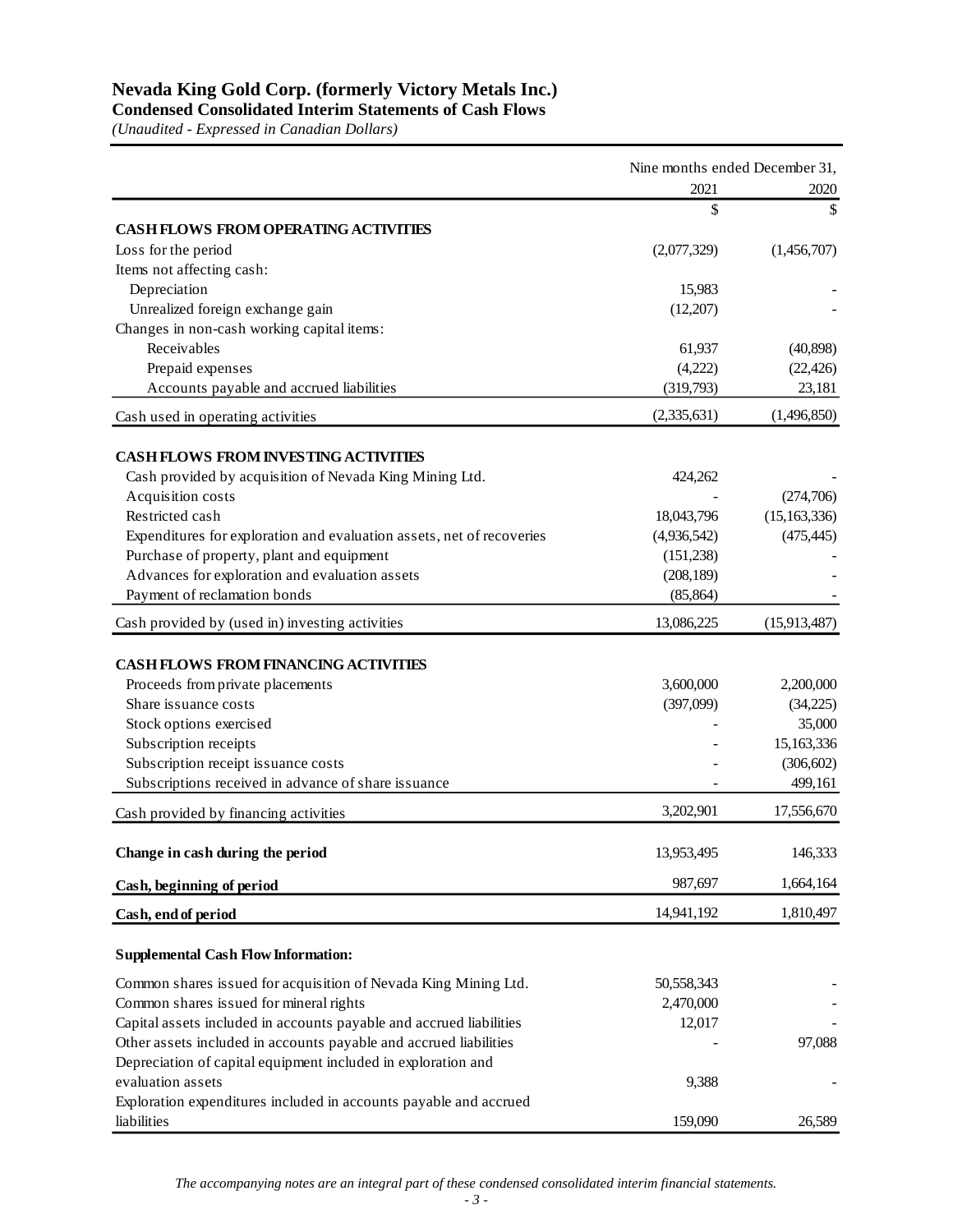# Nevada King Gold Corp. (formerly Victory Metals Inc.)
## Condensed Consolidated Interim Statements of Cash Flows
*(Unaudited - Expressed in Canadian Dollars)*

| | Nine months ended December 31, | |
|---|---|---|
| | 2021 | 2020 |
| | $ | $ |
| **CASH FLOWS FROM OPERATING ACTIVITIES** | | |
| Loss for the period | (2,077,329) | (1,456,707) |
| Items not affecting cash: | | |
| Depreciation | 15,983 | - |
| Unrealized foreign exchange gain | (12,207) | - |
| Changes in non-cash working capital items: | | |
| Receivables | 61,937 | (40,898) |
| Prepaid expenses | (4,222) | (22,426) |
| Accounts payable and accrued liabilities | (319,793) | 23,181 |
| Cash used in operating activities | (2,335,631) | (1,496,850) |
| **CASH FLOWS FROM INVESTING ACTIVITIES** | | |
| Cash provided by acquisition of Nevada King Mining Ltd. | 424,262 | - |
| Acquisition costs | - | (274,706) |
| Restricted cash | 18,043,796 | (15,163,336) |
| Expenditures for exploration and evaluation assets, net of recoveries | (4,936,542) | (475,445) |
| Purchase of property, plant and equipment | (151,238) | - |
| Advances for exploration and evaluation assets | (208,189) | - |
| Payment of reclamation bonds | (85,864) | - |
| Cash provided by (used in) investing activities | 13,086,225 | (15,913,487) |
| **CASH FLOWS FROM FINANCING ACTIVITIES** | | |
| Proceeds from private placements | 3,600,000 | 2,200,000 |
| Share issuance costs | (397,099) | (34,225) |
| Stock options exercised | - | 35,000 |
| Subscription receipts | - | 15,163,336 |
| Subscription receipt issuance costs | - | (306,602) |
| Subscriptions received in advance of share issuance | - | 499,161 |
| Cash provided by financing activities | 3,202,901 | 17,556,670 |
| **Change in cash during the period** | 13,953,495 | 146,333 |
| **Cash, beginning of period** | 987,697 | 1,664,164 |
| **Cash, end of period** | 14,941,192 | 1,810,497 |
| **Supplemental Cash Flow Information:** | | |
| Common shares issued for acquisition of Nevada King Mining Ltd. | 50,558,343 | - |
| Common shares issued for mineral rights | 2,470,000 | - |
| Capital assets included in accounts payable and accrued liabilities | 12,017 | - |
| Other assets included in accounts payable and accrued liabilities | - | 97,088 |
| Depreciation of capital equipment included in exploration and evaluation assets | 9,388 | - |
| Exploration expenditures included in accounts payable and accrued liabilities | 159,090 | 26,589 |

*The accompanying notes are an integral part of these condensed consolidated interim financial statements.*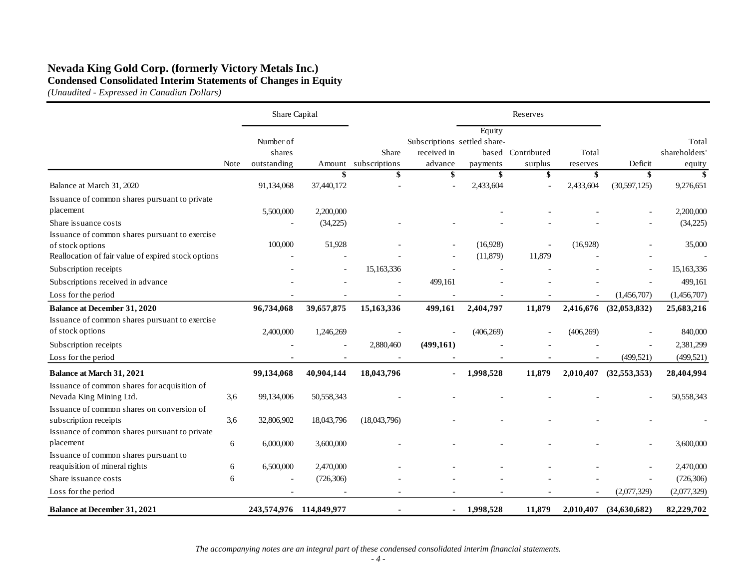# Nevada King Gold Corp. (formerly Victory Metals Inc.)
## Condensed Consolidated Interim Statements of Changes in Equity
*(Unaudited - Expressed in Canadian Dollars)*

| | | Share Capital | | | | Reserves | | | | |
|---|---|---|---|---|---|---|---|---|---|---|
| | Note | Number of shares outstanding | Amount | Share subscriptions | Subscriptions received in advance | Equity settled share-based payments | Contributed surplus | Total reserves | Deficit | Total shareholders' equity |
| | | | $ | $ | $ | $ | $ | $ | $ | $ |
| Balance at March 31, 2020 | | 91,134,068 | 37,440,172 | - | - | 2,433,604 | - | 2,433,604 | (30,597,125) | 9,276,651 |
| Issuance of common shares pursuant to private placement | | 5,500,000 | 2,200,000 | | | - | - | - | - | 2,200,000 |
| Share issuance costs | | - | (34,225) | - | - | - | - | - | - | (34,225) |
| Issuance of common shares pursuant to exercise of stock options | | 100,000 | 51,928 | - | - | (16,928) | - | (16,928) | - | 35,000 |
| Reallocation of fair value of expired stock options | | - | - | - | - | (11,879) | 11,879 | - | - | - |
| Subscription receipts | | - | - | 15,163,336 | - | - | - | - | - | 15,163,336 |
| Subscriptions received in advance | | - | - | - | 499,161 | - | - | - | - | 499,161 |
| Loss for the period | | - | - | - | - | - | - | - | (1,456,707) | (1,456,707) |
| **Balance at December 31, 2020** | | **96,734,068** | **39,657,875** | **15,163,336** | **499,161** | **2,404,797** | **11,879** | **2,416,676** | **(32,053,832)** | **25,683,216** |
| Issuance of common shares pursuant to exercise of stock options | | 2,400,000 | 1,246,269 | - | - | (406,269) | - | (406,269) | - | 840,000 |
| Subscription receipts | | - | - | 2,880,460 | **(499,161)** | - | - | - | - | 2,381,299 |
| Loss for the period | | - | - | - | - | - | - | - | (499,521) | (499,521) |
| **Balance at March 31, 2021** | | **99,134,068** | **40,904,144** | **18,043,796** | **-** | **1,998,528** | **11,879** | **2,010,407** | **(32,553,353)** | **28,404,994** |
| Issuance of common shares for acquisition of Nevada King Mining Ltd. | 3,6 | 99,134,006 | 50,558,343 | - | - | - | - | - | - | 50,558,343 |
| Issuance of common shares on conversion of subscription receipts | 3,6 | 32,806,902 | 18,043,796 | (18,043,796) | - | - | - | - | - | - |
| Issuance of common shares pursuant to private placement | 6 | 6,000,000 | 3,600,000 | - | - | - | - | - | - | 3,600,000 |
| Issuance of common shares pursuant to reaquisition of mineral rights | 6 | 6,500,000 | 2,470,000 | - | - | - | - | - | - | 2,470,000 |
| Share issuance costs | 6 | - | (726,306) | - | - | - | - | - | - | (726,306) |
| Loss for the period | | - | - | - | - | - | - | - | (2,077,329) | (2,077,329) |
| **Balance at December 31, 2021** | | **243,574,976** | **114,849,977** | **-** | **-** | **1,998,528** | **11,879** | **2,010,407** | **(34,630,682)** | **82,229,702** |

*The accompanying notes are an integral part of these condensed consolidated interim financial statements.*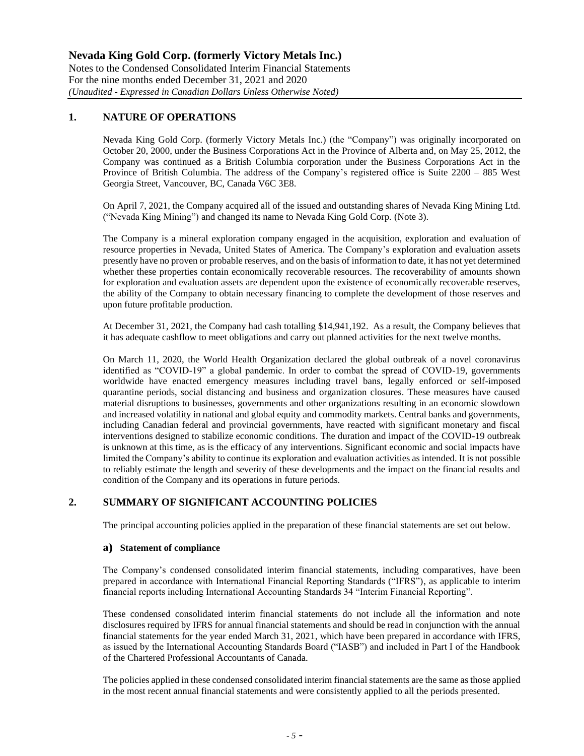## 1. NATURE OF OPERATIONS

Nevada King Gold Corp. (formerly Victory Metals Inc.) (the "Company") was originally incorporated on October 20, 2000, under the Business Corporations Act in the Province of Alberta and, on May 25, 2012, the Company was continued as a British Columbia corporation under the Business Corporations Act in the Province of British Columbia. The address of the Company's registered office is Suite 2200 – 885 West Georgia Street, Vancouver, BC, Canada V6C 3E8.

On April 7, 2021, the Company acquired all of the issued and outstanding shares of Nevada King Mining Ltd. ("Nevada King Mining") and changed its name to Nevada King Gold Corp. (Note 3).

The Company is a mineral exploration company engaged in the acquisition, exploration and evaluation of resource properties in Nevada, United States of America. The Company's exploration and evaluation assets presently have no proven or probable reserves, and on the basis of information to date, it has not yet determined whether these properties contain economically recoverable resources. The recoverability of amounts shown for exploration and evaluation assets are dependent upon the existence of economically recoverable reserves, the ability of the Company to obtain necessary financing to complete the development of those reserves and upon future profitable production.

At December 31, 2021, the Company had cash totalling $14,941,192. As a result, the Company believes that it has adequate cashflow to meet obligations and carry out planned activities for the next twelve months.

On March 11, 2020, the World Health Organization declared the global outbreak of a novel coronavirus identified as "COVID-19" a global pandemic. In order to combat the spread of COVID-19, governments worldwide have enacted emergency measures including travel bans, legally enforced or self-imposed quarantine periods, social distancing and business and organization closures. These measures have caused material disruptions to businesses, governments and other organizations resulting in an economic slowdown and increased volatility in national and global equity and commodity markets. Central banks and governments, including Canadian federal and provincial governments, have reacted with significant monetary and fiscal interventions designed to stabilize economic conditions. The duration and impact of the COVID-19 outbreak is unknown at this time, as is the efficacy of any interventions. Significant economic and social impacts have limited the Company's ability to continue its exploration and evaluation activities as intended. It is not possible to reliably estimate the length and severity of these developments and the impact on the financial results and condition of the Company and its operations in future periods.

## 2. SUMMARY OF SIGNIFICANT ACCOUNTING POLICIES

The principal accounting policies applied in the preparation of these financial statements are set out below.

### a) Statement of compliance

The Company's condensed consolidated interim financial statements, including comparatives, have been prepared in accordance with International Financial Reporting Standards ("IFRS"), as applicable to interim financial reports including International Accounting Standards 34 "Interim Financial Reporting".

These condensed consolidated interim financial statements do not include all the information and note disclosures required by IFRS for annual financial statements and should be read in conjunction with the annual financial statements for the year ended March 31, 2021, which have been prepared in accordance with IFRS, as issued by the International Accounting Standards Board ("IASB") and included in Part I of the Handbook of the Chartered Professional Accountants of Canada.

The policies applied in these condensed consolidated interim financial statements are the same as those applied in the most recent annual financial statements and were consistently applied to all the periods presented.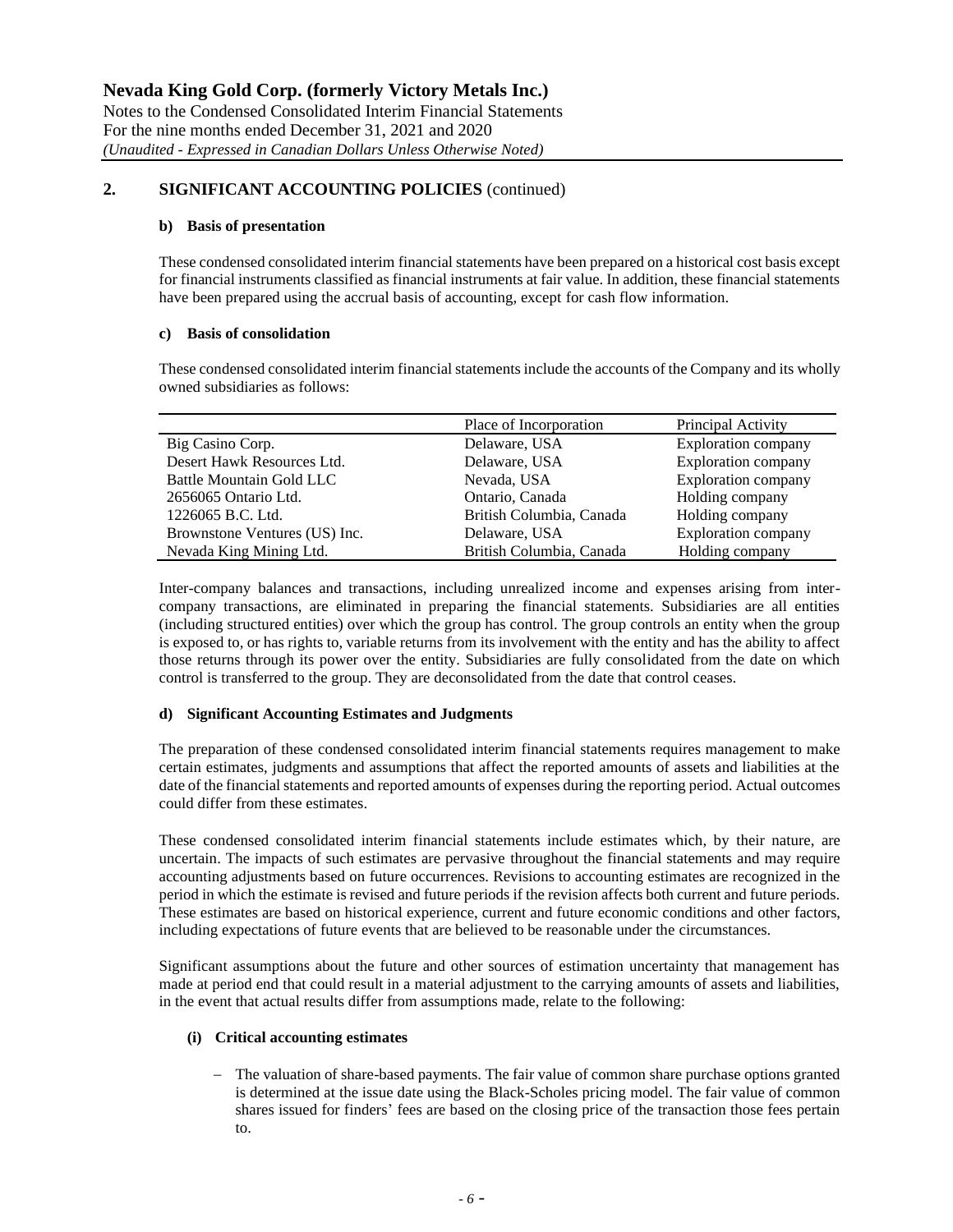## 2. SIGNIFICANT ACCOUNTING POLICIES (continued)

### b) Basis of presentation

These condensed consolidated interim financial statements have been prepared on a historical cost basis except for financial instruments classified as financial instruments at fair value. In addition, these financial statements have been prepared using the accrual basis of accounting, except for cash flow information.

### c) Basis of consolidation

These condensed consolidated interim financial statements include the accounts of the Company and its wholly owned subsidiaries as follows:

| | Place of Incorporation | Principal Activity |
|---|---|---|
| Big Casino Corp. | Delaware, USA | Exploration company |
| Desert Hawk Resources Ltd. | Delaware, USA | Exploration company |
| Battle Mountain Gold LLC | Nevada, USA | Exploration company |
| 2656065 Ontario Ltd. | Ontario, Canada | Holding company |
| 1226065 B.C. Ltd. | British Columbia, Canada | Holding company |
| Brownstone Ventures (US) Inc. | Delaware, USA | Exploration company |
| Nevada King Mining Ltd. | British Columbia, Canada | Holding company |

Inter-company balances and transactions, including unrealized income and expenses arising from inter-company transactions, are eliminated in preparing the financial statements. Subsidiaries are all entities (including structured entities) over which the group has control. The group controls an entity when the group is exposed to, or has rights to, variable returns from its involvement with the entity and has the ability to affect those returns through its power over the entity. Subsidiaries are fully consolidated from the date on which control is transferred to the group. They are deconsolidated from the date that control ceases.

### d) Significant Accounting Estimates and Judgments

The preparation of these condensed consolidated interim financial statements requires management to make certain estimates, judgments and assumptions that affect the reported amounts of assets and liabilities at the date of the financial statements and reported amounts of expenses during the reporting period. Actual outcomes could differ from these estimates.

These condensed consolidated interim financial statements include estimates which, by their nature, are uncertain. The impacts of such estimates are pervasive throughout the financial statements and may require accounting adjustments based on future occurrences. Revisions to accounting estimates are recognized in the period in which the estimate is revised and future periods if the revision affects both current and future periods. These estimates are based on historical experience, current and future economic conditions and other factors, including expectations of future events that are believed to be reasonable under the circumstances.

Significant assumptions about the future and other sources of estimation uncertainty that management has made at period end that could result in a material adjustment to the carrying amounts of assets and liabilities, in the event that actual results differ from assumptions made, relate to the following:

#### (i) Critical accounting estimates

- The valuation of share-based payments. The fair value of common share purchase options granted is determined at the issue date using the Black-Scholes pricing model. The fair value of common shares issued for finders' fees are based on the closing price of the transaction those fees pertain to.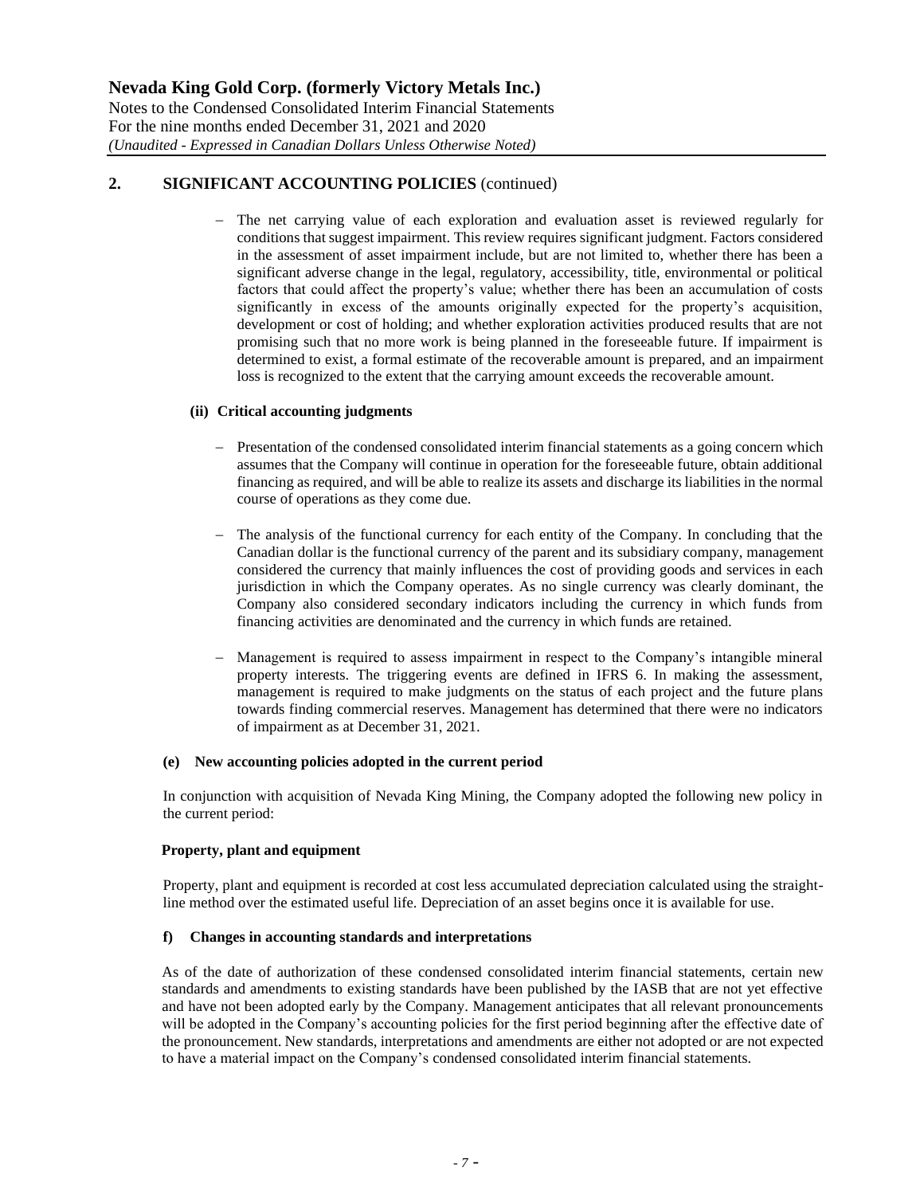## 2. SIGNIFICANT ACCOUNTING POLICIES (continued)

- The net carrying value of each exploration and evaluation asset is reviewed regularly for conditions that suggest impairment. This review requires significant judgment. Factors considered in the assessment of asset impairment include, but are not limited to, whether there has been a significant adverse change in the legal, regulatory, accessibility, title, environmental or political factors that could affect the property's value; whether there has been an accumulation of costs significantly in excess of the amounts originally expected for the property's acquisition, development or cost of holding; and whether exploration activities produced results that are not promising such that no more work is being planned in the foreseeable future. If impairment is determined to exist, a formal estimate of the recoverable amount is prepared, and an impairment loss is recognized to the extent that the carrying amount exceeds the recoverable amount.

**(ii) Critical accounting judgments**

- Presentation of the condensed consolidated interim financial statements as a going concern which assumes that the Company will continue in operation for the foreseeable future, obtain additional financing as required, and will be able to realize its assets and discharge its liabilities in the normal course of operations as they come due.

- The analysis of the functional currency for each entity of the Company. In concluding that the Canadian dollar is the functional currency of the parent and its subsidiary company, management considered the currency that mainly influences the cost of providing goods and services in each jurisdiction in which the Company operates. As no single currency was clearly dominant, the Company also considered secondary indicators including the currency in which funds from financing activities are denominated and the currency in which funds are retained.

- Management is required to assess impairment in respect to the Company's intangible mineral property interests. The triggering events are defined in IFRS 6. In making the assessment, management is required to make judgments on the status of each project and the future plans towards finding commercial reserves. Management has determined that there were no indicators of impairment as at December 31, 2021.

### (e) New accounting policies adopted in the current period

In conjunction with acquisition of Nevada King Mining, the Company adopted the following new policy in the current period:

**Property, plant and equipment**

Property, plant and equipment is recorded at cost less accumulated depreciation calculated using the straight-line method over the estimated useful life. Depreciation of an asset begins once it is available for use.

### f) Changes in accounting standards and interpretations

As of the date of authorization of these condensed consolidated interim financial statements, certain new standards and amendments to existing standards have been published by the IASB that are not yet effective and have not been adopted early by the Company. Management anticipates that all relevant pronouncements will be adopted in the Company's accounting policies for the first period beginning after the effective date of the pronouncement. New standards, interpretations and amendments are either not adopted or are not expected to have a material impact on the Company's condensed consolidated interim financial statements.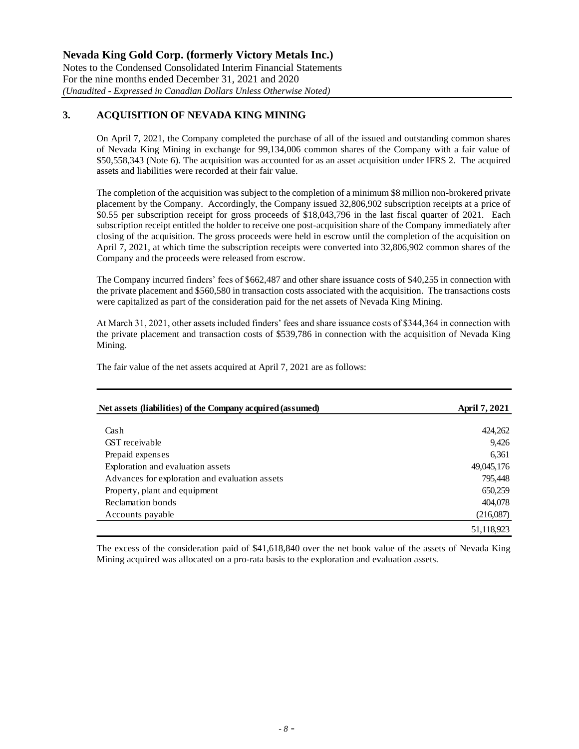## 3. ACQUISITION OF NEVADA KING MINING

On April 7, 2021, the Company completed the purchase of all of the issued and outstanding common shares of Nevada King Mining in exchange for 99,134,006 common shares of the Company with a fair value of $50,558,343 (Note 6). The acquisition was accounted for as an asset acquisition under IFRS 2. The acquired assets and liabilities were recorded at their fair value.

The completion of the acquisition was subject to the completion of a minimum $8 million non-brokered private placement by the Company. Accordingly, the Company issued 32,806,902 subscription receipts at a price of $0.55 per subscription receipt for gross proceeds of $18,043,796 in the last fiscal quarter of 2021. Each subscription receipt entitled the holder to receive one post-acquisition share of the Company immediately after closing of the acquisition. The gross proceeds were held in escrow until the completion of the acquisition on April 7, 2021, at which time the subscription receipts were converted into 32,806,902 common shares of the Company and the proceeds were released from escrow.

The Company incurred finders' fees of $662,487 and other share issuance costs of $40,255 in connection with the private placement and $560,580 in transaction costs associated with the acquisition. The transactions costs were capitalized as part of the consideration paid for the net assets of Nevada King Mining.

At March 31, 2021, other assets included finders' fees and share issuance costs of $344,364 in connection with the private placement and transaction costs of $539,786 in connection with the acquisition of Nevada King Mining.

The fair value of the net assets acquired at April 7, 2021 are as follows:

| Net assets (liabilities) of the Company acquired (assumed) | April 7, 2021 |
|---|---|
| Cash | 424,262 |
| GST receivable | 9,426 |
| Prepaid expenses | 6,361 |
| Exploration and evaluation assets | 49,045,176 |
| Advances for exploration and evaluation assets | 795,448 |
| Property, plant and equipment | 650,259 |
| Reclamation bonds | 404,078 |
| Accounts payable | (216,087) |
| | 51,118,923 |

The excess of the consideration paid of $41,618,840 over the net book value of the assets of Nevada King Mining acquired was allocated on a pro-rata basis to the exploration and evaluation assets.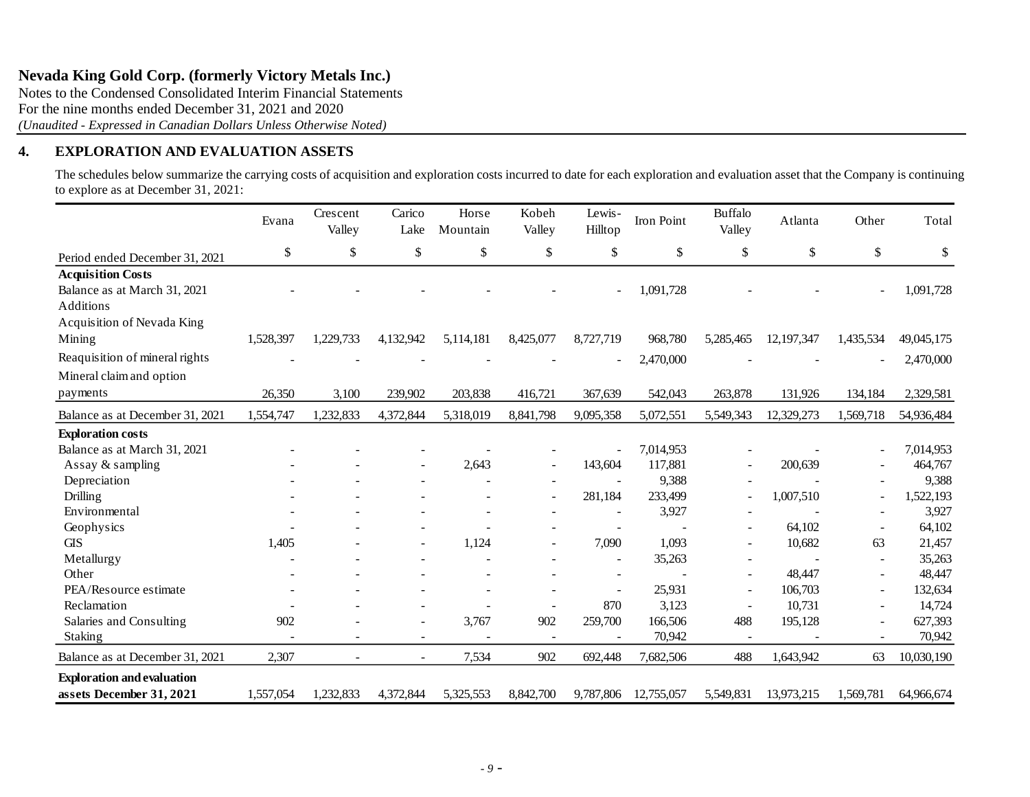**Nevada King Gold Corp. (formerly Victory Metals Inc.)**
Notes to the Condensed Consolidated Interim Financial Statements
For the nine months ended December 31, 2021 and 2020
*(Unaudited - Expressed in Canadian Dollars Unless Otherwise Noted)*

## 4. EXPLORATION AND EVALUATION ASSETS

The schedules below summarize the carrying costs of acquisition and exploration costs incurred to date for each exploration and evaluation asset that the Company is continuing to explore as at December 31, 2021:

| Period ended December 31, 2021 | Evana | Crescent Valley | Carico Lake | Horse Mountain | Kobeh Valley | Lewis-Hilltop | Iron Point | Buffalo Valley | Atlanta | Other | Total |
|---|---|---|---|---|---|---|---|---|---|---|---|
| | $ | $ | $ | $ | $ | $ | $ | $ | $ | $ | $ |
| **Acquisition Costs** | | | | | | | | | | | |
| Balance as at March 31, 2021 | - | - | - | - | - | - | 1,091,728 | - | - | - | 1,091,728 |
| Additions | | | | | | | | | | | |
| Acquisition of Nevada King Mining | 1,528,397 | 1,229,733 | 4,132,942 | 5,114,181 | 8,425,077 | 8,727,719 | 968,780 | 5,285,465 | 12,197,347 | 1,435,534 | 49,045,175 |
| Reaquisition of mineral rights | - | - | - | - | - | - | 2,470,000 | - | - | - | 2,470,000 |
| Mineral claim and option payments | 26,350 | 3,100 | 239,902 | 203,838 | 416,721 | 367,639 | 542,043 | 263,878 | 131,926 | 134,184 | 2,329,581 |
| Balance as at December 31, 2021 | 1,554,747 | 1,232,833 | 4,372,844 | 5,318,019 | 8,841,798 | 9,095,358 | 5,072,551 | 5,549,343 | 12,329,273 | 1,569,718 | 54,936,484 |
| **Exploration costs** | | | | | | | | | | | |
| Balance as at March 31, 2021 | - | - | - | - | - | - | 7,014,953 | - | - | - | 7,014,953 |
| Assay & sampling | - | - | - | 2,643 | - | 143,604 | 117,881 | - | 200,639 | - | 464,767 |
| Depreciation | - | - | - | - | - | - | 9,388 | - | - | - | 9,388 |
| Drilling | - | - | - | - | - | 281,184 | 233,499 | - | 1,007,510 | - | 1,522,193 |
| Environmental | - | - | - | - | - | - | 3,927 | - | - | - | 3,927 |
| Geophysics | - | - | - | - | - | - | - | - | 64,102 | - | 64,102 |
| GIS | 1,405 | - | - | 1,124 | - | 7,090 | 1,093 | - | 10,682 | 63 | 21,457 |
| Metallurgy | - | - | - | - | - | - | 35,263 | - | - | - | 35,263 |
| Other | - | - | - | - | - | - | - | - | 48,447 | - | 48,447 |
| PEA/Resource estimate | - | - | - | - | - | - | 25,931 | - | 106,703 | - | 132,634 |
| Reclamation | - | - | - | - | - | 870 | 3,123 | - | 10,731 | - | 14,724 |
| Salaries and Consulting | 902 | - | - | 3,767 | 902 | 259,700 | 166,506 | 488 | 195,128 | - | 627,393 |
| Staking | - | - | - | - | - | - | 70,942 | - | - | - | 70,942 |
| Balance as at December 31, 2021 | 2,307 | - | - | 7,534 | 902 | 692,448 | 7,682,506 | 488 | 1,643,942 | 63 | 10,030,190 |
| **Exploration and evaluation assets December 31, 2021** | 1,557,054 | 1,232,833 | 4,372,844 | 5,325,553 | 8,842,700 | 9,787,806 | 12,755,057 | 5,549,831 | 13,973,215 | 1,569,781 | 64,966,674 |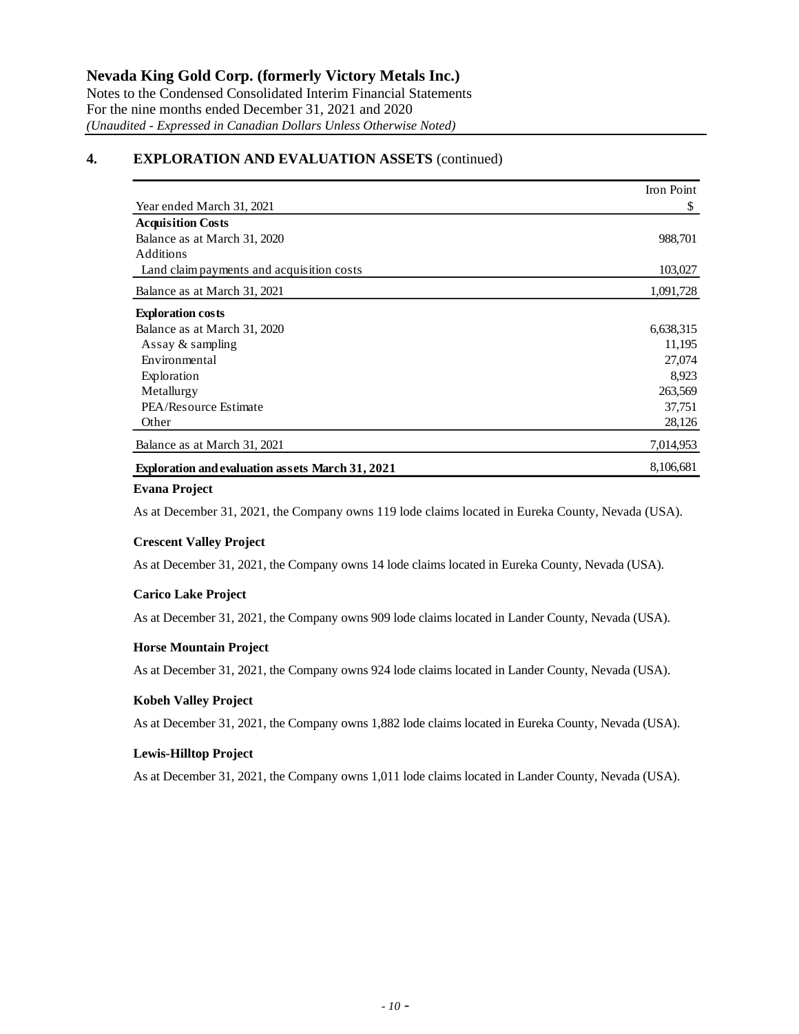## 4. EXPLORATION AND EVALUATION ASSETS (continued)

| Year ended March 31, 2021 | Iron Point<br>$ |
|---|---|
| **Acquisition Costs** | |
| Balance as at March 31, 2020 | 988,701 |
| Additions | |
| Land claim payments and acquisition costs | 103,027 |
| Balance as at March 31, 2021 | 1,091,728 |
| **Exploration costs** | |
| Balance as at March 31, 2020 | 6,638,315 |
| Assay & sampling | 11,195 |
| Environmental | 27,074 |
| Exploration | 8,923 |
| Metallurgy | 263,569 |
| PEA/Resource Estimate | 37,751 |
| Other | 28,126 |
| Balance as at March 31, 2021 | 7,014,953 |
| **Exploration and evaluation assets March 31, 2021** | 8,106,681 |

**Evana Project**

As at December 31, 2021, the Company owns 119 lode claims located in Eureka County, Nevada (USA).

**Crescent Valley Project**

As at December 31, 2021, the Company owns 14 lode claims located in Eureka County, Nevada (USA).

**Carico Lake Project**

As at December 31, 2021, the Company owns 909 lode claims located in Lander County, Nevada (USA).

**Horse Mountain Project**

As at December 31, 2021, the Company owns 924 lode claims located in Lander County, Nevada (USA).

**Kobeh Valley Project**

As at December 31, 2021, the Company owns 1,882 lode claims located in Eureka County, Nevada (USA).

**Lewis-Hilltop Project**

As at December 31, 2021, the Company owns 1,011 lode claims located in Lander County, Nevada (USA).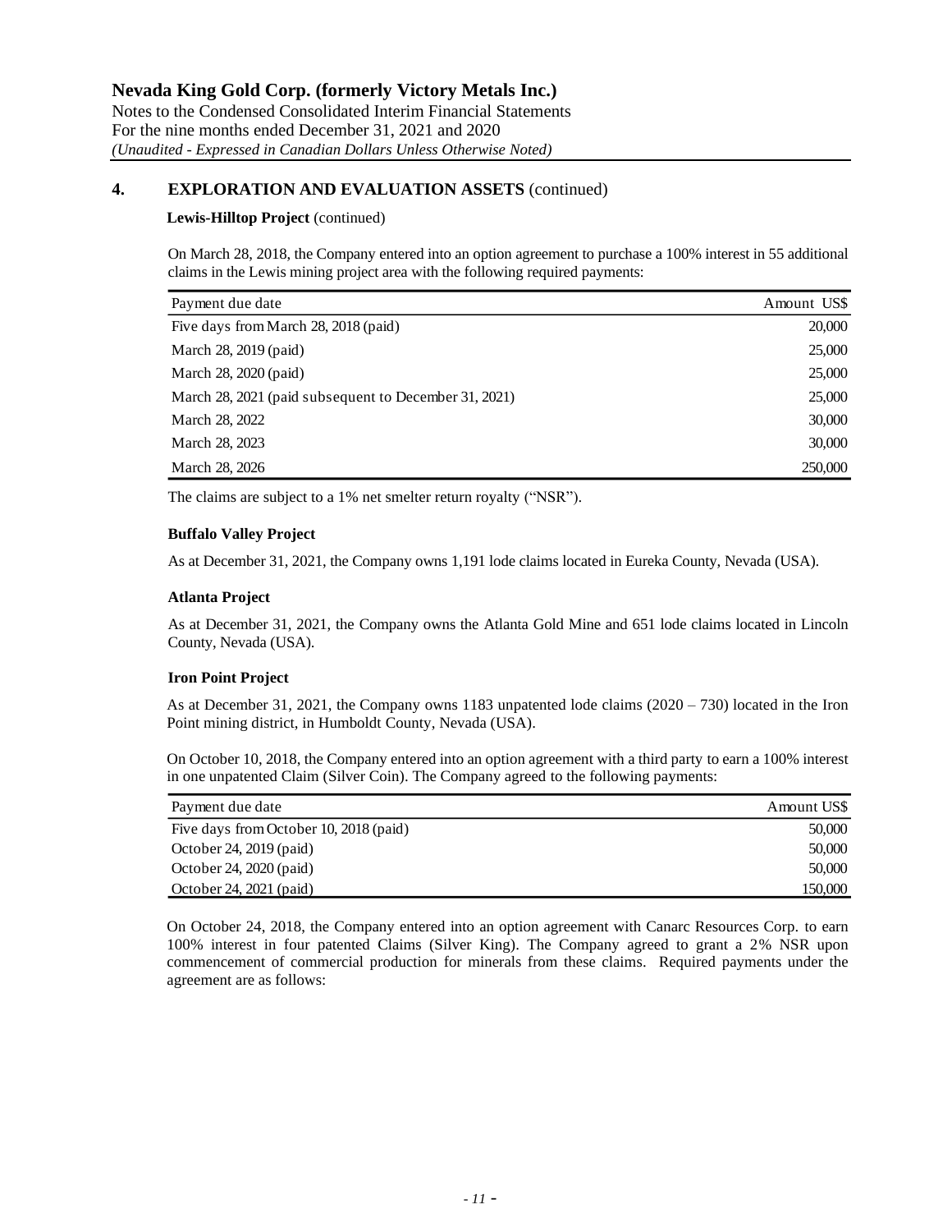## 4. EXPLORATION AND EVALUATION ASSETS (continued)

**Lewis-Hilltop Project** (continued)

On March 28, 2018, the Company entered into an option agreement to purchase a 100% interest in 55 additional claims in the Lewis mining project area with the following required payments:

| Payment due date | Amount US$ |
|---|---|
| Five days from March 28, 2018 (paid) | 20,000 |
| March 28, 2019 (paid) | 25,000 |
| March 28, 2020 (paid) | 25,000 |
| March 28, 2021 (paid subsequent to December 31, 2021) | 25,000 |
| March 28, 2022 | 30,000 |
| March 28, 2023 | 30,000 |
| March 28, 2026 | 250,000 |

The claims are subject to a 1% net smelter return royalty ("NSR").

**Buffalo Valley Project**

As at December 31, 2021, the Company owns 1,191 lode claims located in Eureka County, Nevada (USA).

**Atlanta Project**

As at December 31, 2021, the Company owns the Atlanta Gold Mine and 651 lode claims located in Lincoln County, Nevada (USA).

**Iron Point Project**

As at December 31, 2021, the Company owns 1183 unpatented lode claims (2020 – 730) located in the Iron Point mining district, in Humboldt County, Nevada (USA).

On October 10, 2018, the Company entered into an option agreement with a third party to earn a 100% interest in one unpatented Claim (Silver Coin). The Company agreed to the following payments:

| Payment due date | Amount US$ |
|---|---|
| Five days from October 10, 2018 (paid) | 50,000 |
| October 24, 2019 (paid) | 50,000 |
| October 24, 2020 (paid) | 50,000 |
| October 24, 2021 (paid) | 150,000 |

On October 24, 2018, the Company entered into an option agreement with Canarc Resources Corp. to earn 100% interest in four patented Claims (Silver King). The Company agreed to grant a 2% NSR upon commencement of commercial production for minerals from these claims. Required payments under the agreement are as follows: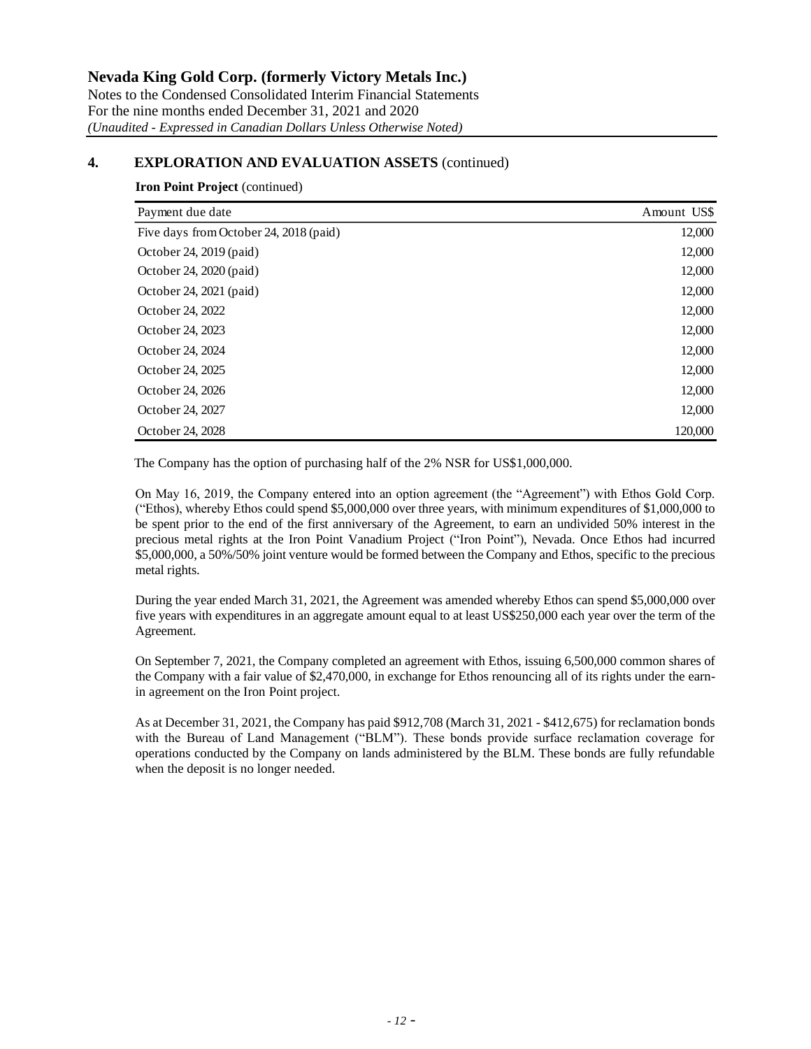## 4. EXPLORATION AND EVALUATION ASSETS (continued)

**Iron Point Project** (continued)

| Payment due date | Amount US$ |
| --- | --- |
| Five days from October 24, 2018 (paid) | 12,000 |
| October 24, 2019 (paid) | 12,000 |
| October 24, 2020 (paid) | 12,000 |
| October 24, 2021 (paid) | 12,000 |
| October 24, 2022 | 12,000 |
| October 24, 2023 | 12,000 |
| October 24, 2024 | 12,000 |
| October 24, 2025 | 12,000 |
| October 24, 2026 | 12,000 |
| October 24, 2027 | 12,000 |
| October 24, 2028 | 120,000 |

The Company has the option of purchasing half of the 2% NSR for US$1,000,000.

On May 16, 2019, the Company entered into an option agreement (the "Agreement") with Ethos Gold Corp. ("Ethos), whereby Ethos could spend $5,000,000 over three years, with minimum expenditures of $1,000,000 to be spent prior to the end of the first anniversary of the Agreement, to earn an undivided 50% interest in the precious metal rights at the Iron Point Vanadium Project ("Iron Point"), Nevada. Once Ethos had incurred $5,000,000, a 50%/50% joint venture would be formed between the Company and Ethos, specific to the precious metal rights.

During the year ended March 31, 2021, the Agreement was amended whereby Ethos can spend $5,000,000 over five years with expenditures in an aggregate amount equal to at least US$250,000 each year over the term of the Agreement.

On September 7, 2021, the Company completed an agreement with Ethos, issuing 6,500,000 common shares of the Company with a fair value of $2,470,000, in exchange for Ethos renouncing all of its rights under the earn-in agreement on the Iron Point project.

As at December 31, 2021, the Company has paid $912,708 (March 31, 2021 - $412,675) for reclamation bonds with the Bureau of Land Management ("BLM"). These bonds provide surface reclamation coverage for operations conducted by the Company on lands administered by the BLM. These bonds are fully refundable when the deposit is no longer needed.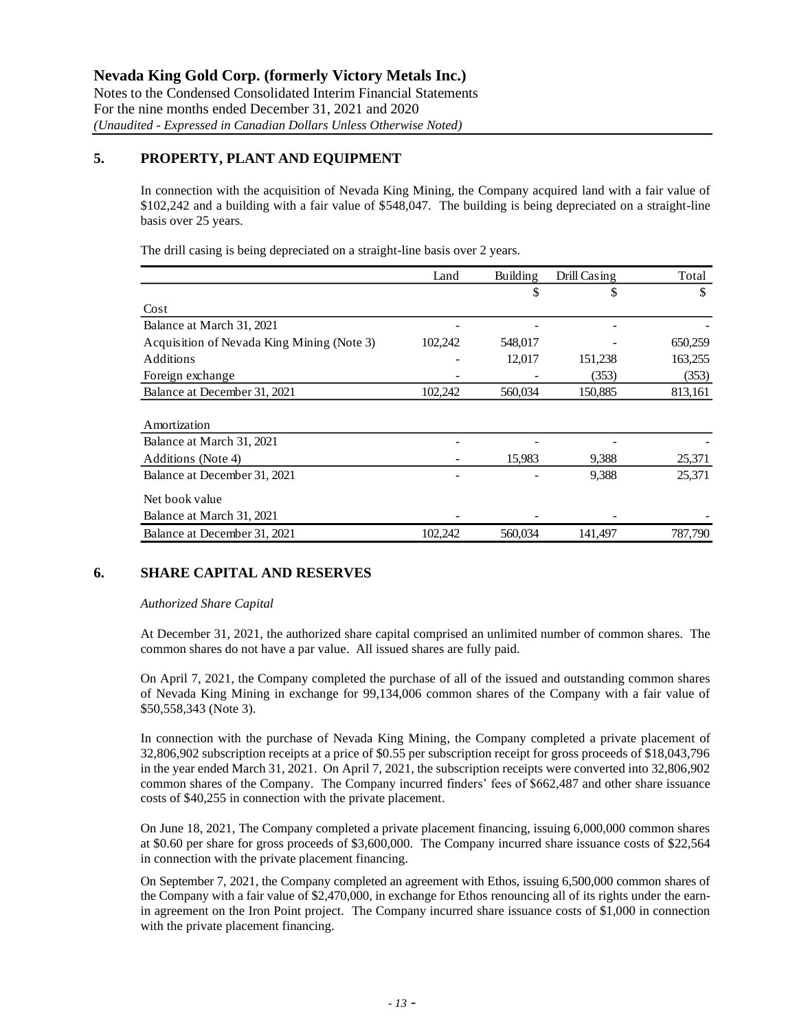## 5. PROPERTY, PLANT AND EQUIPMENT

In connection with the acquisition of Nevada King Mining, the Company acquired land with a fair value of $102,242 and a building with a fair value of $548,047. The building is being depreciated on a straight-line basis over 25 years.

The drill casing is being depreciated on a straight-line basis over 2 years.

| | Land | Building | Drill Casing | Total |
|---|---|---|---|---|
| | | $ | $ | $ |
| Cost | | | | |
| Balance at March 31, 2021 | - | - | - | - |
| Acquisition of Nevada King Mining (Note 3) | 102,242 | 548,017 | - | 650,259 |
| Additions | - | 12,017 | 151,238 | 163,255 |
| Foreign exchange | - | - | (353) | (353) |
| Balance at December 31, 2021 | 102,242 | 560,034 | 150,885 | 813,161 |
| Amortization | | | | |
| Balance at March 31, 2021 | - | - | - | - |
| Additions (Note 4) | - | 15,983 | 9,388 | 25,371 |
| Balance at December 31, 2021 | - | - | 9,388 | 25,371 |
| Net book value | | | | |
| Balance at March 31, 2021 | - | - | - | - |
| Balance at December 31, 2021 | 102,242 | 560,034 | 141,497 | 787,790 |

## 6. SHARE CAPITAL AND RESERVES

*Authorized Share Capital*

At December 31, 2021, the authorized share capital comprised an unlimited number of common shares. The common shares do not have a par value. All issued shares are fully paid.

On April 7, 2021, the Company completed the purchase of all of the issued and outstanding common shares of Nevada King Mining in exchange for 99,134,006 common shares of the Company with a fair value of $50,558,343 (Note 3).

In connection with the purchase of Nevada King Mining, the Company completed a private placement of 32,806,902 subscription receipts at a price of $0.55 per subscription receipt for gross proceeds of $18,043,796 in the year ended March 31, 2021. On April 7, 2021, the subscription receipts were converted into 32,806,902 common shares of the Company. The Company incurred finders' fees of $662,487 and other share issuance costs of $40,255 in connection with the private placement.

On June 18, 2021, The Company completed a private placement financing, issuing 6,000,000 common shares at $0.60 per share for gross proceeds of $3,600,000. The Company incurred share issuance costs of $22,564 in connection with the private placement financing.

On September 7, 2021, the Company completed an agreement with Ethos, issuing 6,500,000 common shares of the Company with a fair value of $2,470,000, in exchange for Ethos renouncing all of its rights under the earn-in agreement on the Iron Point project. The Company incurred share issuance costs of $1,000 in connection with the private placement financing.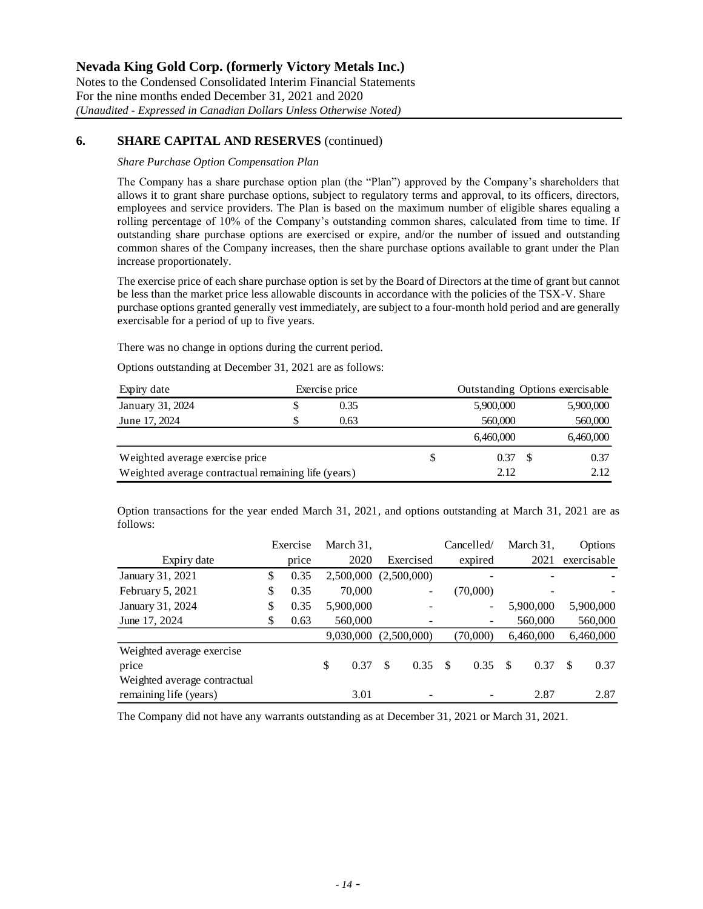## 6. SHARE CAPITAL AND RESERVES (continued)

*Share Purchase Option Compensation Plan*

The Company has a share purchase option plan (the "Plan") approved by the Company's shareholders that allows it to grant share purchase options, subject to regulatory terms and approval, to its officers, directors, employees and service providers. The Plan is based on the maximum number of eligible shares equaling a rolling percentage of 10% of the Company's outstanding common shares, calculated from time to time. If outstanding share purchase options are exercised or expire, and/or the number of issued and outstanding common shares of the Company increases, then the share purchase options available to grant under the Plan increase proportionately.

The exercise price of each share purchase option is set by the Board of Directors at the time of grant but cannot be less than the market price less allowable discounts in accordance with the policies of the TSX-V. Share purchase options granted generally vest immediately, are subject to a four-month hold period and are generally exercisable for a period of up to five years.

There was no change in options during the current period.

Options outstanding at December 31, 2021 are as follows:

| Expiry date | Exercise price | Outstanding | Options exercisable |
|---|---|---|---|
| January 31, 2024 | $ 0.35 | 5,900,000 | 5,900,000 |
| June 17, 2024 | $ 0.63 | 560,000 | 560,000 |
| | | 6,460,000 | 6,460,000 |
| Weighted average exercise price | | $ 0.37 | $ 0.37 |
| Weighted average contractual remaining life (years) | | 2.12 | 2.12 |

Option transactions for the year ended March 31, 2021, and options outstanding at March 31, 2021 are as follows:

| Expiry date | Exercise price | March 31, 2020 | Exercised | Cancelled/ expired | March 31, 2021 | Options exercisable |
|---|---|---|---|---|---|---|
| January 31, 2021 | $ 0.35 | 2,500,000 | (2,500,000) | - | - | - |
| February 5, 2021 | $ 0.35 | 70,000 | - | (70,000) | - | - |
| January 31, 2024 | $ 0.35 | 5,900,000 | - | - | 5,900,000 | 5,900,000 |
| June 17, 2024 | $ 0.63 | 560,000 | - | - | 560,000 | 560,000 |
| | | 9,030,000 | (2,500,000) | (70,000) | 6,460,000 | 6,460,000 |
| Weighted average exercise price | | $ 0.37 | $ 0.35 | $ 0.35 | $ 0.37 | $ 0.37 |
| Weighted average contractual remaining life (years) | | 3.01 | - | - | 2.87 | 2.87 |

The Company did not have any warrants outstanding as at December 31, 2021 or March 31, 2021.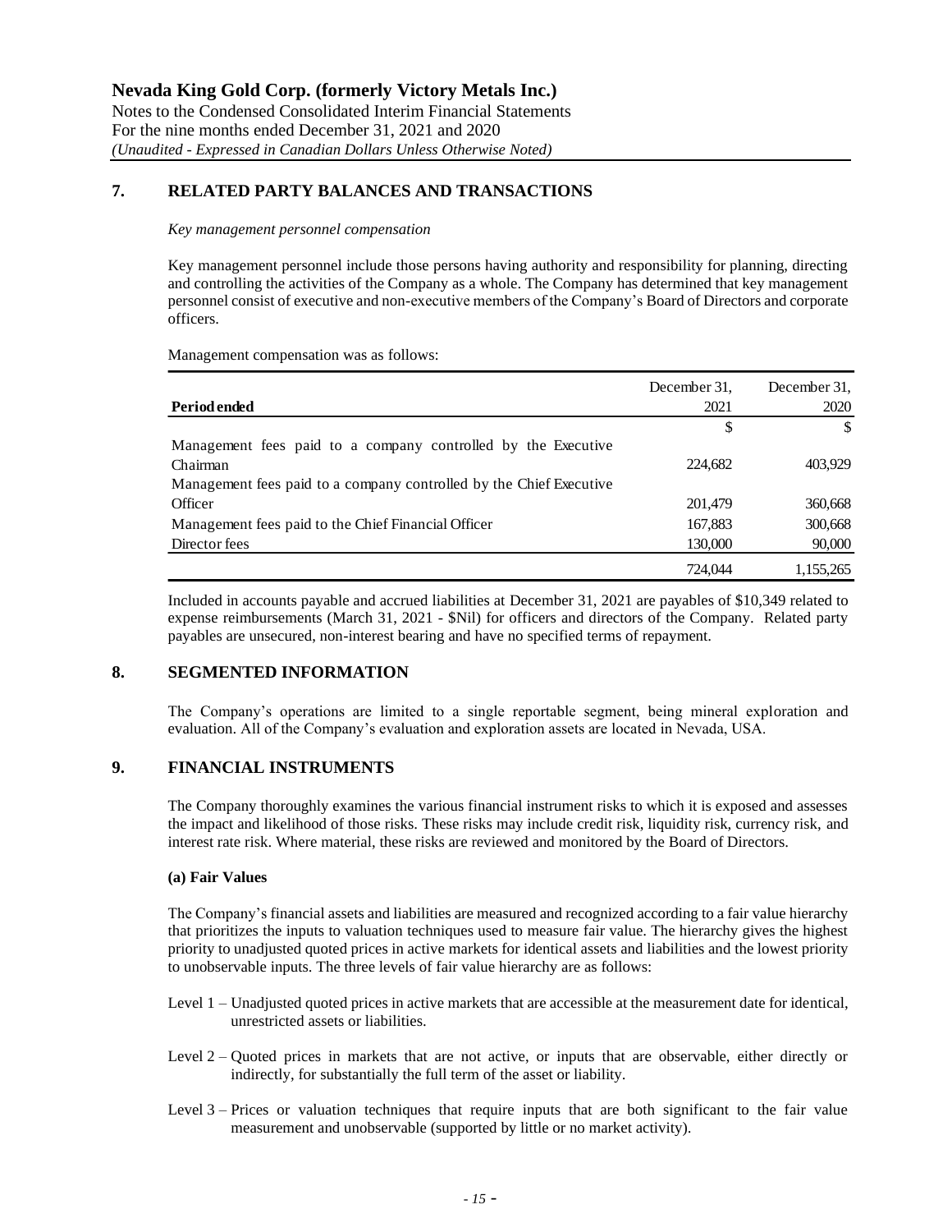## 7. RELATED PARTY BALANCES AND TRANSACTIONS

*Key management personnel compensation*

Key management personnel include those persons having authority and responsibility for planning, directing and controlling the activities of the Company as a whole. The Company has determined that key management personnel consist of executive and non-executive members of the Company's Board of Directors and corporate officers.

Management compensation was as follows:

| **Period ended** | December 31, 2021 | December 31, 2020 |
|---|---|---|
| | $ | $ |
| Management fees paid to a company controlled by the Executive Chairman | 224,682 | 403,929 |
| Management fees paid to a company controlled by the Chief Executive Officer | 201,479 | 360,668 |
| Management fees paid to the Chief Financial Officer | 167,883 | 300,668 |
| Director fees | 130,000 | 90,000 |
| | 724,044 | 1,155,265 |

Included in accounts payable and accrued liabilities at December 31, 2021 are payables of $10,349 related to expense reimbursements (March 31, 2021 - $Nil) for officers and directors of the Company. Related party payables are unsecured, non-interest bearing and have no specified terms of repayment.

## 8. SEGMENTED INFORMATION

The Company's operations are limited to a single reportable segment, being mineral exploration and evaluation. All of the Company's evaluation and exploration assets are located in Nevada, USA.

## 9. FINANCIAL INSTRUMENTS

The Company thoroughly examines the various financial instrument risks to which it is exposed and assesses the impact and likelihood of those risks. These risks may include credit risk, liquidity risk, currency risk, and interest rate risk. Where material, these risks are reviewed and monitored by the Board of Directors.

**(a) Fair Values**

The Company's financial assets and liabilities are measured and recognized according to a fair value hierarchy that prioritizes the inputs to valuation techniques used to measure fair value. The hierarchy gives the highest priority to unadjusted quoted prices in active markets for identical assets and liabilities and the lowest priority to unobservable inputs. The three levels of fair value hierarchy are as follows:

Level 1 – Unadjusted quoted prices in active markets that are accessible at the measurement date for identical, unrestricted assets or liabilities.

Level 2 – Quoted prices in markets that are not active, or inputs that are observable, either directly or indirectly, for substantially the full term of the asset or liability.

Level 3 – Prices or valuation techniques that require inputs that are both significant to the fair value measurement and unobservable (supported by little or no market activity).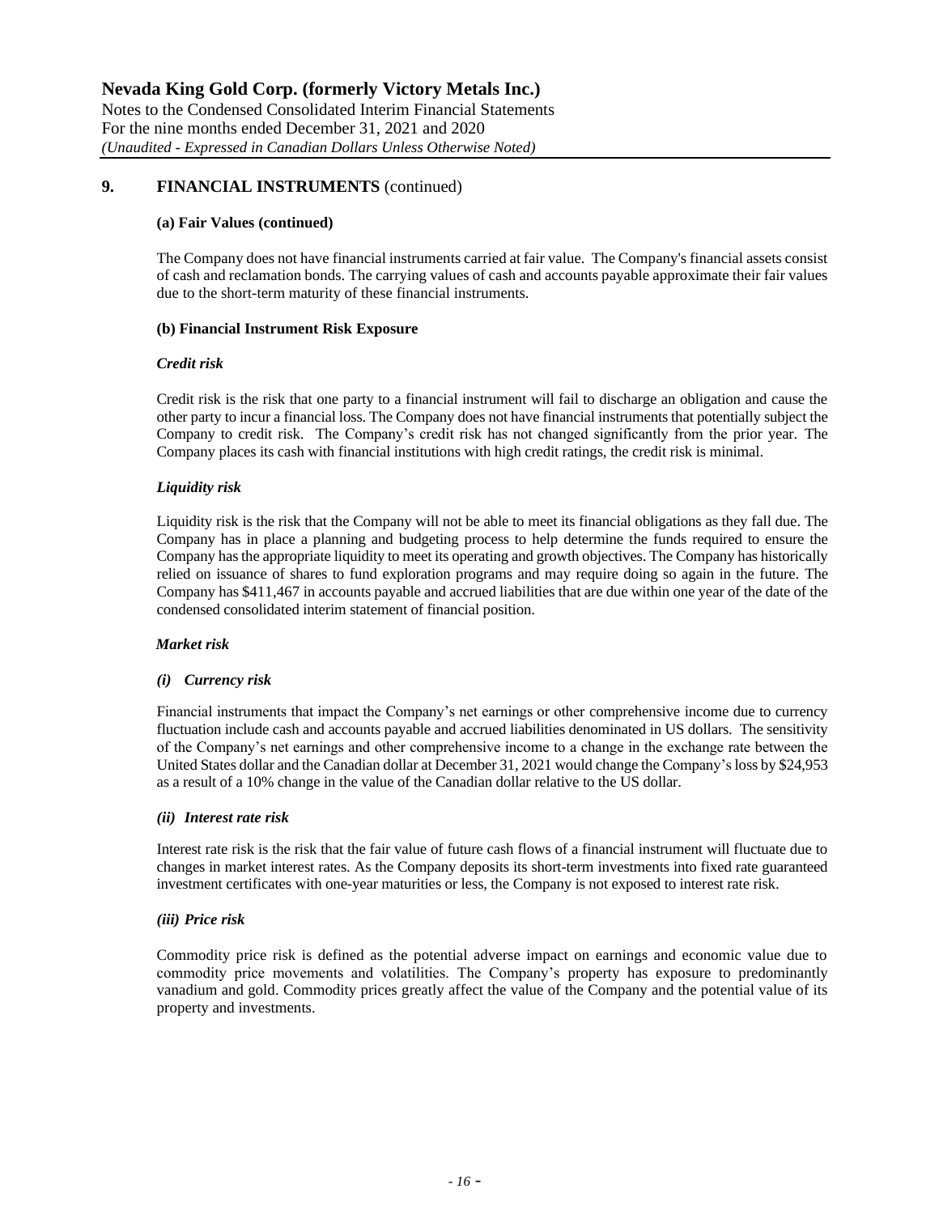## 9. FINANCIAL INSTRUMENTS (continued)

**(a) Fair Values (continued)**

The Company does not have financial instruments carried at fair value. The Company's financial assets consist of cash and reclamation bonds. The carrying values of cash and accounts payable approximate their fair values due to the short-term maturity of these financial instruments.

**(b) Financial Instrument Risk Exposure**

***Credit risk***

Credit risk is the risk that one party to a financial instrument will fail to discharge an obligation and cause the other party to incur a financial loss. The Company does not have financial instruments that potentially subject the Company to credit risk. The Company's credit risk has not changed significantly from the prior year. The Company places its cash with financial institutions with high credit ratings, the credit risk is minimal.

***Liquidity risk***

Liquidity risk is the risk that the Company will not be able to meet its financial obligations as they fall due. The Company has in place a planning and budgeting process to help determine the funds required to ensure the Company has the appropriate liquidity to meet its operating and growth objectives. The Company has historically relied on issuance of shares to fund exploration programs and may require doing so again in the future. The Company has $411,467 in accounts payable and accrued liabilities that are due within one year of the date of the condensed consolidated interim statement of financial position.

***Market risk***

***(i) Currency risk***

Financial instruments that impact the Company's net earnings or other comprehensive income due to currency fluctuation include cash and accounts payable and accrued liabilities denominated in US dollars. The sensitivity of the Company's net earnings and other comprehensive income to a change in the exchange rate between the United States dollar and the Canadian dollar at December 31, 2021 would change the Company's loss by $24,953 as a result of a 10% change in the value of the Canadian dollar relative to the US dollar.

***(ii) Interest rate risk***

Interest rate risk is the risk that the fair value of future cash flows of a financial instrument will fluctuate due to changes in market interest rates. As the Company deposits its short-term investments into fixed rate guaranteed investment certificates with one-year maturities or less, the Company is not exposed to interest rate risk.

***(iii) Price risk***

Commodity price risk is defined as the potential adverse impact on earnings and economic value due to commodity price movements and volatilities. The Company's property has exposure to predominantly vanadium and gold. Commodity prices greatly affect the value of the Company and the potential value of its property and investments.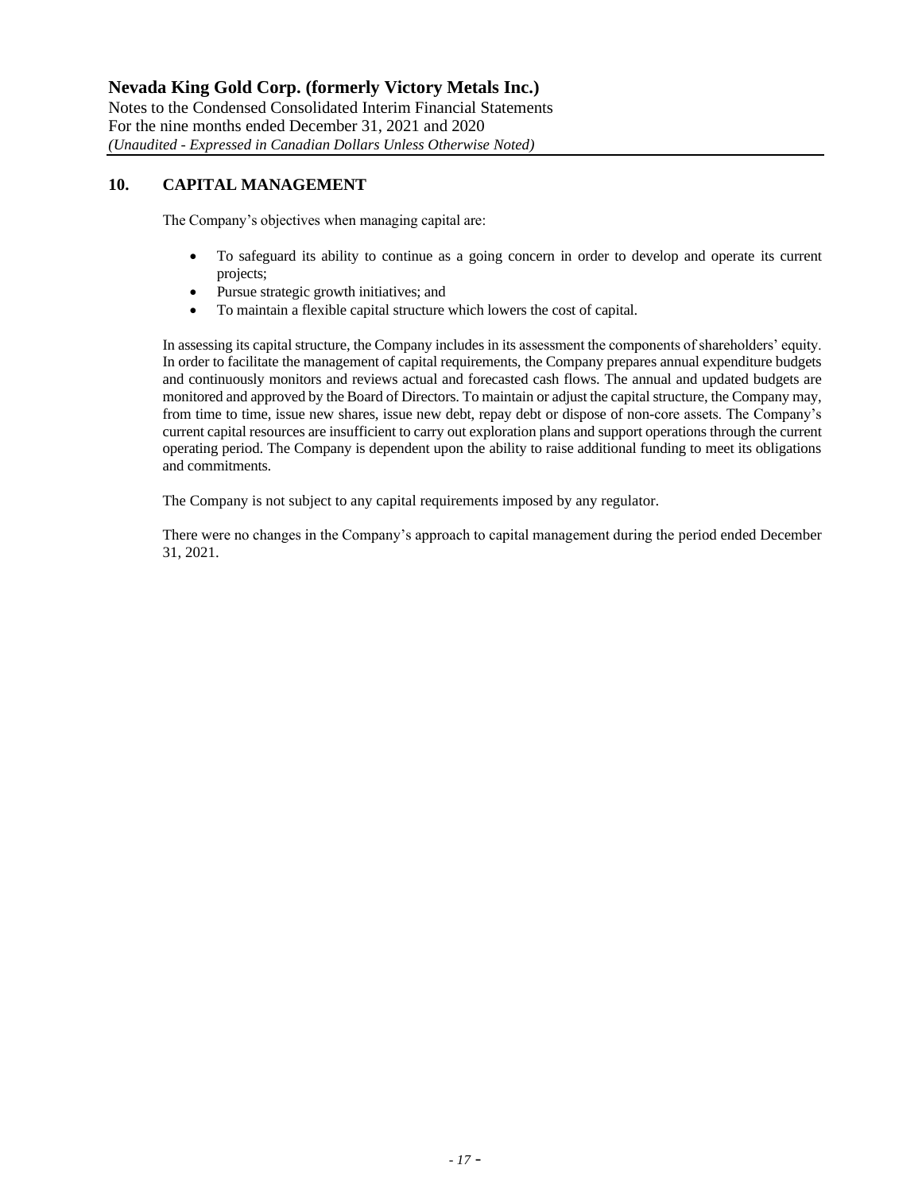## 10. CAPITAL MANAGEMENT

The Company's objectives when managing capital are:

- To safeguard its ability to continue as a going concern in order to develop and operate its current projects;
- Pursue strategic growth initiatives; and
- To maintain a flexible capital structure which lowers the cost of capital.

In assessing its capital structure, the Company includes in its assessment the components of shareholders' equity. In order to facilitate the management of capital requirements, the Company prepares annual expenditure budgets and continuously monitors and reviews actual and forecasted cash flows. The annual and updated budgets are monitored and approved by the Board of Directors. To maintain or adjust the capital structure, the Company may, from time to time, issue new shares, issue new debt, repay debt or dispose of non-core assets. The Company's current capital resources are insufficient to carry out exploration plans and support operations through the current operating period. The Company is dependent upon the ability to raise additional funding to meet its obligations and commitments.

The Company is not subject to any capital requirements imposed by any regulator.

There were no changes in the Company's approach to capital management during the period ended December 31, 2021.